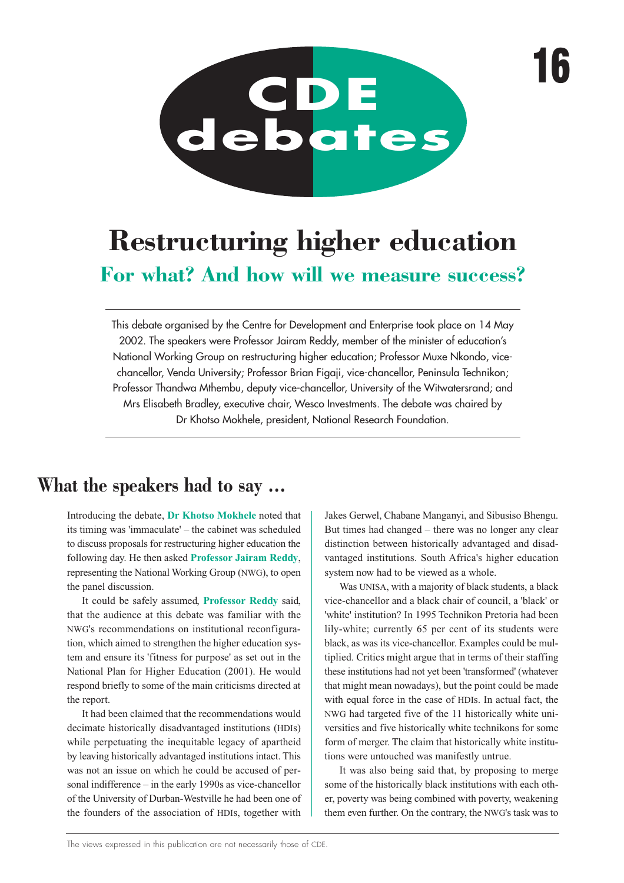# CDE debates

16

# Restructuring higher education

## For what? And how will we measure success?

This debate organised by the Centre for Development and Enterprise took place on 14 May 2002. The speakers were Professor Jairam Reddy, member of the minister of education's National Working Group on restructuring higher education; Professor Muxe Nkondo, vice-chancellor, Venda University; Professor Brian Figaji, vice-chancellor, Peninsula Technikon; Professor Thandwa Mthembu, deputy vice-chancellor, University of the Witwatersrand; and Mrs Elisabeth Bradley, executive chair, Wesco Investments. The debate was chaired by Dr Khotso Mokhele, president, National Research Foundation.

## What the speakers had to say ...

Introducing the debate, **Dr Khotso Mokhele** noted that its timing was 'immaculate' – the cabinet was scheduled to discuss proposals for restructuring higher education the following day. He then asked **Professor Jairam Reddy**, representing the National Working Group (NWG), to open the panel discussion.

It could be safely assumed, **Professor Reddy** said, that the audience at this debate was familiar with the NWG's recommendations on institutional reconfiguration, which aimed to strengthen the higher education system and ensure its 'fitness for purpose' as set out in the National Plan for Higher Education (2001). He would respond briefly to some of the main criticisms directed at the report.

It had been claimed that the recommendations would decimate historically disadvantaged institutions (HDIs) while perpetuating the inequitable legacy of apartheid by leaving historically advantaged institutions intact. This was not an issue on which he could be accused of personal indifference – in the early 1990s as vice-chancellor of the University of Durban-Westville he had been one of the founders of the association of HDIs, together with Jakes Gerwel, Chabane Manganyi, and Sibusiso Bhengu. But times had changed – there was no longer any clear distinction between historically advantaged and disadvantaged institutions. South Africa's higher education system now had to be viewed as a whole.

Was UNISA, with a majority of black students, a black vice-chancellor and a black chair of council, a 'black' or 'white' institution? In 1995 Technikon Pretoria had been lily-white; currently 65 per cent of its students were black, as was its vice-chancellor. Examples could be multiplied. Critics might argue that in terms of their staffing these institutions had not yet been 'transformed' (whatever that might mean nowadays), but the point could be made with equal force in the case of HDIs. In actual fact, the NWG had targeted five of the 11 historically white universities and five historically white technikons for some form of merger. The claim that historically white institutions were untouched was manifestly untrue.

It was also being said that, by proposing to merge some of the historically black institutions with each other, poverty was being combined with poverty, weakening them even further. On the contrary, the NWG's task was to

The views expressed in this publication are not necessarily those of CDE.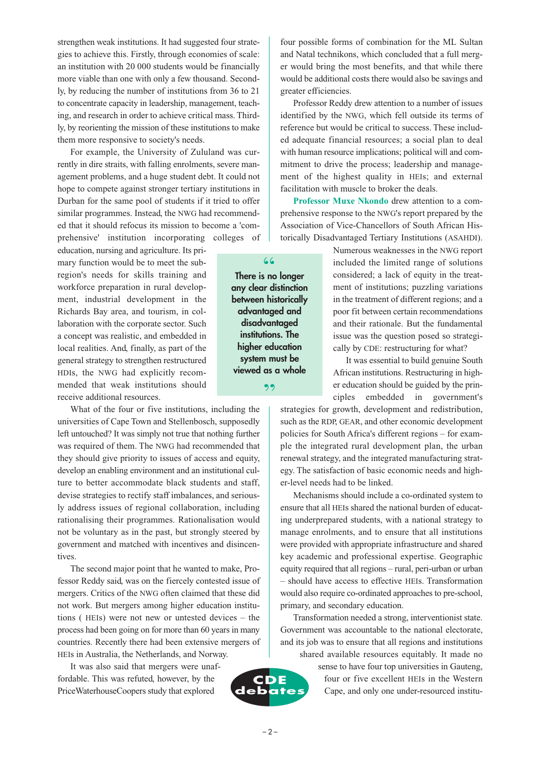strengthen weak institutions. It had suggested four strategies to achieve this. Firstly, through economies of scale: an institution with 20 000 students would be financially more viable than one with only a few thousand. Secondly, by reducing the number of institutions from 36 to 21 to concentrate capacity in leadership, management, teaching, and research in order to achieve critical mass. Thirdly, by reorienting the mission of these institutions to make them more responsive to society's needs.

For example, the University of Zululand was currently in dire straits, with falling enrolments, severe management problems, and a huge student debt. It could not hope to compete against stronger tertiary institutions in Durban for the same pool of students if it tried to offer similar programmes. Instead, the NWG had recommended that it should refocus its mission to become a 'comprehensive' institution incorporating colleges of education, nursing and agriculture. Its primary function would be to meet the subregion's needs for skills training and workforce preparation in rural development, industrial development in the Richards Bay area, and tourism, in collaboration with the corporate sector. Such a concept was realistic, and embedded in local realities. And, finally, as part of the general strategy to strengthen restructured HDIs, the NWG had explicitly recommended that weak institutions should receive additional resources.

> **"There is no longer any clear distinction between historically advantaged and disadvantaged institutions. The higher education system must be viewed as a whole"**

What of the four or five institutions, including the universities of Cape Town and Stellenbosch, supposedly left untouched? It was simply not true that nothing further was required of them. The NWG had recommended that they should give priority to issues of access and equity, develop an enabling environment and an institutional culture to better accommodate black students and staff, devise strategies to rectify staff imbalances, and seriously address issues of regional collaboration, including rationalising their programmes. Rationalisation would not be voluntary as in the past, but strongly steered by government and matched with incentives and disincentives.

The second major point that he wanted to make, Professor Reddy said, was on the fiercely contested issue of mergers. Critics of the NWG often claimed that these did not work. But mergers among higher education institutions ( HEIs) were not new or untested devices – the process had been going on for more than 60 years in many countries. Recently there had been extensive mergers of HEIs in Australia, the Netherlands, and Norway.

It was also said that mergers were unaffordable. This was refuted, however, by the PriceWaterhouseCoopers study that explored four possible forms of combination for the ML Sultan and Natal technikons, which concluded that a full merger would bring the most benefits, and that while there would be additional costs there would also be savings and greater efficiencies.

Professor Reddy drew attention to a number of issues identified by the NWG, which fell outside its terms of reference but would be critical to success. These included adequate financial resources; a social plan to deal with human resource implications; political will and commitment to drive the process; leadership and management of the highest quality in HEIs; and external facilitation with muscle to broker the deals.

**Professor Muxe Nkondo** drew attention to a comprehensive response to the NWG's report prepared by the Association of Vice-Chancellors of South African Historically Disadvantaged Tertiary Institutions (ASAHDI). Numerous weaknesses in the NWG report included the limited range of solutions considered; a lack of equity in the treatment of institutions; puzzling variations in the treatment of different regions; and a poor fit between certain recommendations and their rationale. But the fundamental issue was the question posed so strategically by CDE: restructuring for what?

It was essential to build genuine South African institutions. Restructuring in higher education should be guided by the principles embedded in government's strategies for growth, development and redistribution, such as the RDP, GEAR, and other economic development policies for South Africa's different regions – for example the integrated rural development plan, the urban renewal strategy, and the integrated manufacturing strategy. The satisfaction of basic economic needs and higher-level needs had to be linked.

Mechanisms should include a co-ordinated system to ensure that all HEIs shared the national burden of educating underprepared students, with a national strategy to manage enrolments, and to ensure that all institutions were provided with appropriate infrastructure and shared key academic and professional expertise. Geographic equity required that all regions – rural, peri-urban or urban – should have access to effective HEIs. Transformation would also require co-ordinated approaches to pre-school, primary, and secondary education.

Transformation needed a strong, interventionist state. Government was accountable to the national electorate, and its job was to ensure that all regions and institutions shared available resources equitably. It made no sense to have four top universities in Gauteng, four or five excellent HEIs in the Western Cape, and only one under-resourced institu-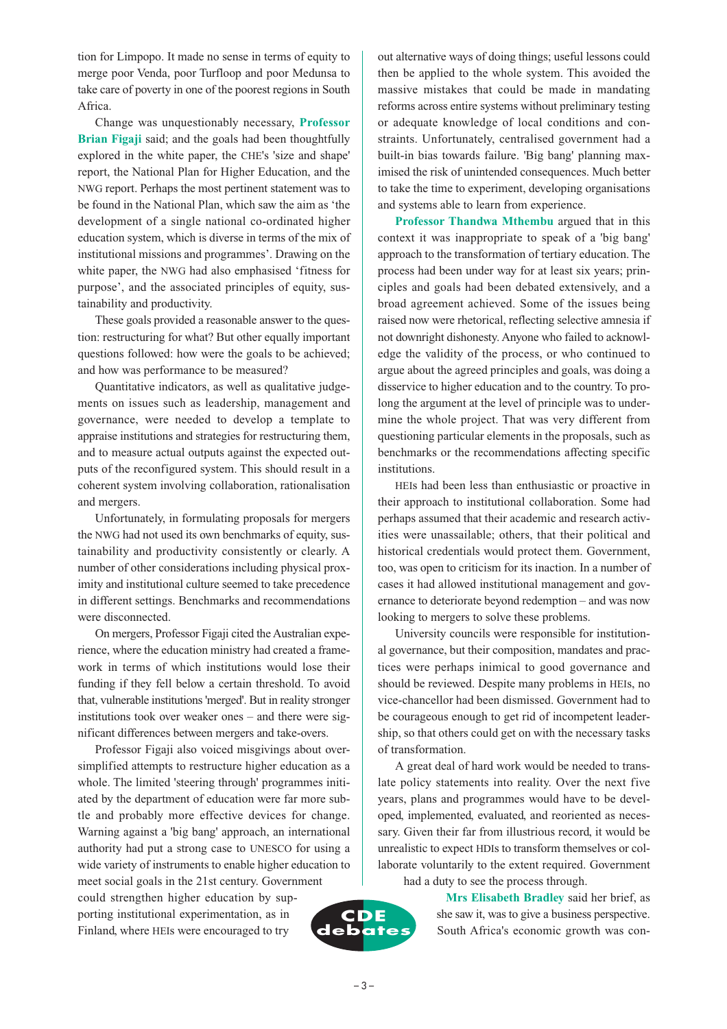tion for Limpopo. It made no sense in terms of equity to merge poor Venda, poor Turfloop and poor Medunsa to take care of poverty in one of the poorest regions in South Africa.

Change was unquestionably necessary, **Professor Brian Figaji** said; and the goals had been thoughtfully explored in the white paper, the CHE's 'size and shape' report, the National Plan for Higher Education, and the NWG report. Perhaps the most pertinent statement was to be found in the National Plan, which saw the aim as 'the development of a single national co-ordinated higher education system, which is diverse in terms of the mix of institutional missions and programmes'. Drawing on the white paper, the NWG had also emphasised 'fitness for purpose', and the associated principles of equity, sustainability and productivity.

These goals provided a reasonable answer to the question: restructuring for what? But other equally important questions followed: how were the goals to be achieved; and how was performance to be measured?

Quantitative indicators, as well as qualitative judgements on issues such as leadership, management and governance, were needed to develop a template to appraise institutions and strategies for restructuring them, and to measure actual outputs against the expected outputs of the reconfigured system. This should result in a coherent system involving collaboration, rationalisation and mergers.

Unfortunately, in formulating proposals for mergers the NWG had not used its own benchmarks of equity, sustainability and productivity consistently or clearly. A number of other considerations including physical proximity and institutional culture seemed to take precedence in different settings. Benchmarks and recommendations were disconnected.

On mergers, Professor Figaji cited the Australian experience, where the education ministry had created a framework in terms of which institutions would lose their funding if they fell below a certain threshold. To avoid that, vulnerable institutions 'merged'. But in reality stronger institutions took over weaker ones – and there were significant differences between mergers and take-overs.

Professor Figaji also voiced misgivings about oversimplified attempts to restructure higher education as a whole. The limited 'steering through' programmes initiated by the department of education were far more subtle and probably more effective devices for change. Warning against a 'big bang' approach, an international authority had put a strong case to UNESCO for using a wide variety of instruments to enable higher education to meet social goals in the 21st century. Government could strengthen higher education by supporting institutional experimentation, as in Finland, where HEIs were encouraged to try out alternative ways of doing things; useful lessons could then be applied to the whole system. This avoided the massive mistakes that could be made in mandating reforms across entire systems without preliminary testing or adequate knowledge of local conditions and constraints. Unfortunately, centralised government had a built-in bias towards failure. 'Big bang' planning maximised the risk of unintended consequences. Much better to take the time to experiment, developing organisations and systems able to learn from experience.

**Professor Thandwa Mthembu** argued that in this context it was inappropriate to speak of a 'big bang' approach to the transformation of tertiary education. The process had been under way for at least six years; principles and goals had been debated extensively, and a broad agreement achieved. Some of the issues being raised now were rhetorical, reflecting selective amnesia if not downright dishonesty. Anyone who failed to acknowledge the validity of the process, or who continued to argue about the agreed principles and goals, was doing a disservice to higher education and to the country. To prolong the argument at the level of principle was to undermine the whole project. That was very different from questioning particular elements in the proposals, such as benchmarks or the recommendations affecting specific institutions.

HEIs had been less than enthusiastic or proactive in their approach to institutional collaboration. Some had perhaps assumed that their academic and research activities were unassailable; others, that their political and historical credentials would protect them. Government, too, was open to criticism for its inaction. In a number of cases it had allowed institutional management and governance to deteriorate beyond redemption – and was now looking to mergers to solve these problems.

University councils were responsible for institutional governance, but their composition, mandates and practices were perhaps inimical to good governance and should be reviewed. Despite many problems in HEIs, no vice-chancellor had been dismissed. Government had to be courageous enough to get rid of incompetent leadership, so that others could get on with the necessary tasks of transformation.

A great deal of hard work would be needed to translate policy statements into reality. Over the next five years, plans and programmes would have to be developed, implemented, evaluated, and reoriented as necessary. Given their far from illustrious record, it would be unrealistic to expect HDIs to transform themselves or collaborate voluntarily to the extent required. Government had a duty to see the process through.

**Mrs Elisabeth Bradley** said her brief, as she saw it, was to give a business perspective. South Africa's economic growth was con-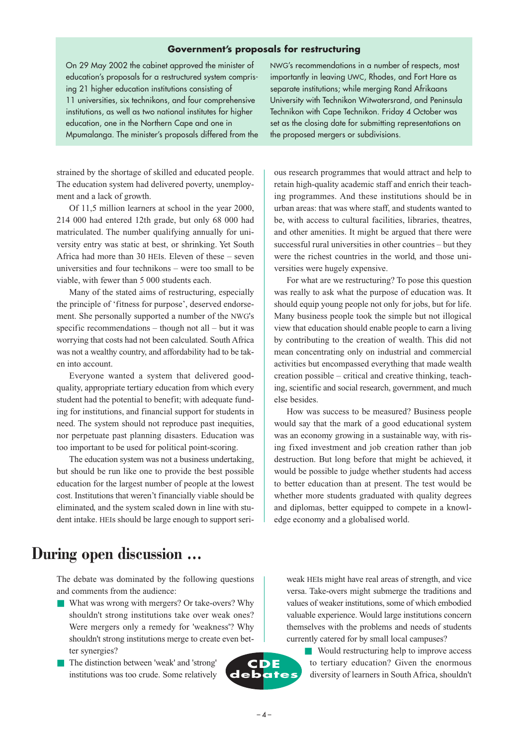### Government's proposals for restructuring

On 29 May 2002 the cabinet approved the minister of education's proposals for a restructured system comprising 21 higher education institutions consisting of 11 universities, six technikons, and four comprehensive institutions, as well as two national institutes for higher education, one in the Northern Cape and one in Mpumalanga. The minister's proposals differed from the NWG's recommendations in a number of respects, most importantly in leaving UWC, Rhodes, and Fort Hare as separate institutions; while merging Rand Afrikaans University with Technikon Witwatersrand, and Peninsula Technikon with Cape Technikon. Friday 4 October was set as the closing date for submitting representations on the proposed mergers or subdivisions.

strained by the shortage of skilled and educated people. The education system had delivered poverty, unemployment and a lack of growth.

Of 11,5 million learners at school in the year 2000, 214 000 had entered 12th grade, but only 68 000 had matriculated. The number qualifying annually for university entry was static at best, or shrinking. Yet South Africa had more than 30 HEIs. Eleven of these – seven universities and four technikons – were too small to be viable, with fewer than 5 000 students each.

Many of the stated aims of restructuring, especially the principle of 'fitness for purpose', deserved endorsement. She personally supported a number of the NWG's specific recommendations – though not all – but it was worrying that costs had not been calculated. South Africa was not a wealthy country, and affordability had to be taken into account.

Everyone wanted a system that delivered good-quality, appropriate tertiary education from which every student had the potential to benefit; with adequate funding for institutions, and financial support for students in need. The system should not reproduce past inequities, nor perpetuate past planning disasters. Education was too important to be used for political point-scoring.

The education system was not a business undertaking, but should be run like one to provide the best possible education for the largest number of people at the lowest cost. Institutions that weren't financially viable should be eliminated, and the system scaled down in line with student intake. HEIs should be large enough to support serious research programmes that would attract and help to retain high-quality academic staff and enrich their teaching programmes. And these institutions should be in urban areas: that was where staff, and students wanted to be, with access to cultural facilities, libraries, theatres, and other amenities. It might be argued that there were successful rural universities in other countries – but they were the richest countries in the world, and those universities were hugely expensive.

For what are we restructuring? To pose this question was really to ask what the purpose of education was. It should equip young people not only for jobs, but for life. Many business people took the simple but not illogical view that education should enable people to earn a living by contributing to the creation of wealth. This did not mean concentrating only on industrial and commercial activities but encompassed everything that made wealth creation possible – critical and creative thinking, teaching, scientific and social research, government, and much else besides.

How was success to be measured? Business people would say that the mark of a good educational system was an economy growing in a sustainable way, with rising fixed investment and job creation rather than job destruction. But long before that might be achieved, it would be possible to judge whether students had access to better education than at present. The test would be whether more students graduated with quality degrees and diplomas, better equipped to compete in a knowledge economy and a globalised world.

# During open discussion …

The debate was dominated by the following questions and comments from the audience:

- What was wrong with mergers? Or take-overs? Why shouldn't strong institutions take over weak ones? Were mergers only a remedy for 'weakness'? Why shouldn't strong institutions merge to create even better synergies?
- The distinction between 'weak' and 'strong' institutions was too crude. Some relatively weak HEIs might have real areas of strength, and vice versa. Take-overs might submerge the traditions and values of weaker institutions, some of which embodied valuable experience. Would large institutions concern themselves with the problems and needs of students currently catered for by small local campuses?
- Would restructuring help to improve access to tertiary education? Given the enormous diversity of learners in South Africa, shouldn't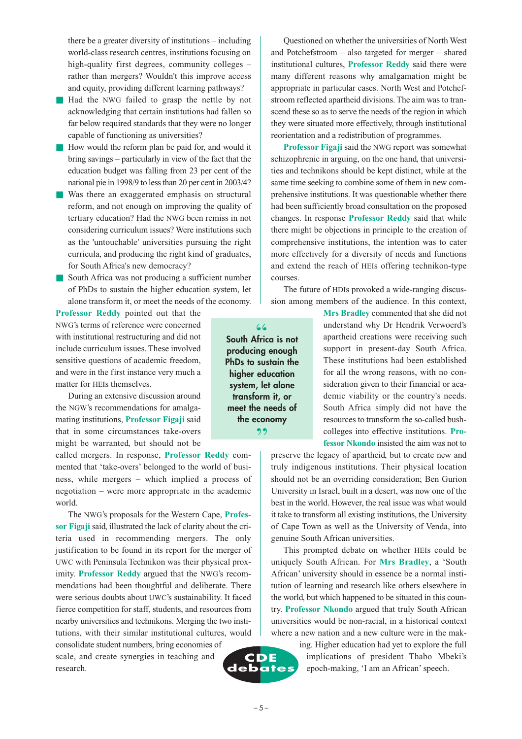there be a greater diversity of institutions – including world-class research centres, institutions focusing on high-quality first degrees, community colleges – rather than mergers? Wouldn't this improve access and equity, providing different learning pathways?

- Had the NWG failed to grasp the nettle by not acknowledging that certain institutions had fallen so far below required standards that they were no longer capable of functioning as universities?
- How would the reform plan be paid for, and would it bring savings – particularly in view of the fact that the education budget was falling from 23 per cent of the national pie in 1998/9 to less than 20 per cent in 2003/4?
- Was there an exaggerated emphasis on structural reform, and not enough on improving the quality of tertiary education? Had the NWG been remiss in not considering curriculum issues? Were institutions such as the 'untouchable' universities pursuing the right curricula, and producing the right kind of graduates, for South Africa's new democracy?
- South Africa was not producing a sufficient number of PhDs to sustain the higher education system, let alone transform it, or meet the needs of the economy.

**Professor Reddy** pointed out that the NWG's terms of reference were concerned with institutional restructuring and did not include curriculum issues. These involved sensitive questions of academic freedom, and were in the first instance very much a matter for HEIs themselves.

During an extensive discussion around the NGW's recommendations for amalgamating institutions, **Professor Figaji** said that in some circumstances take-overs might be warranted, but should not be called mergers. In response, **Professor Reddy** commented that 'take-overs' belonged to the world of business, while mergers – which implied a process of negotiation – were more appropriate in the academic world.

The NWG's proposals for the Western Cape, **Professor Figaji** said, illustrated the lack of clarity about the criteria used in recommending mergers. The only justification to be found in its report for the merger of UWC with Peninsula Technikon was their physical proximity. **Professor Reddy** argued that the NWG's recommendations had been thoughtful and deliberate. There were serious doubts about UWC's sustainability. It faced fierce competition for staff, students, and resources from nearby universities and technikons. Merging the two institutions, with their similar institutional cultures, would consolidate student numbers, bring economies of scale, and create synergies in teaching and research.

> "South Africa is not producing enough PhDs to sustain the higher education system, let alone transform it, or meet the needs of the economy"

Questioned on whether the universities of North West and Potchefstroom – also targeted for merger – shared institutional cultures, **Professor Reddy** said there were many different reasons why amalgamation might be appropriate in particular cases. North West and Potchefstroom reflected apartheid divisions. The aim was to transcend these so as to serve the needs of the region in which they were situated more effectively, through institutional reorientation and a redistribution of programmes.

**Professor Figaji** said the NWG report was somewhat schizophrenic in arguing, on the one hand, that universities and technikons should be kept distinct, while at the same time seeking to combine some of them in new comprehensive institutions. It was questionable whether there had been sufficiently broad consultation on the proposed changes. In response **Professor Reddy** said that while there might be objections in principle to the creation of comprehensive institutions, the intention was to cater more effectively for a diversity of needs and functions and extend the reach of HEIs offering technikon-type courses.

The future of HDIs provoked a wide-ranging discussion among members of the audience. In this context, **Mrs Bradley** commented that she did not understand why Dr Hendrik Verwoerd's apartheid creations were receiving such support in present-day South Africa. These institutions had been established for all the wrong reasons, with no consideration given to their financial or academic viability or the country's needs. South Africa simply did not have the resources to transform the so-called bush-colleges into effective institutions. **Professor Nkondo** insisted the aim was not to preserve the legacy of apartheid, but to create new and truly indigenous institutions. Their physical location should not be an overriding consideration; Ben Gurion University in Israel, built in a desert, was now one of the best in the world. However, the real issue was what would it take to transform all existing institutions, the University of Cape Town as well as the University of Venda, into genuine South African universities.

This prompted debate on whether HEIs could be uniquely South African. For **Mrs Bradley**, a 'South African' university should in essence be a normal institution of learning and research like others elsewhere in the world, but which happened to be situated in this country. **Professor Nkondo** argued that truly South African universities would be non-racial, in a historical context where a new nation and a new culture were in the making. Higher education had yet to explore the full implications of president Thabo Mbeki's epoch-making, 'I am an African' speech.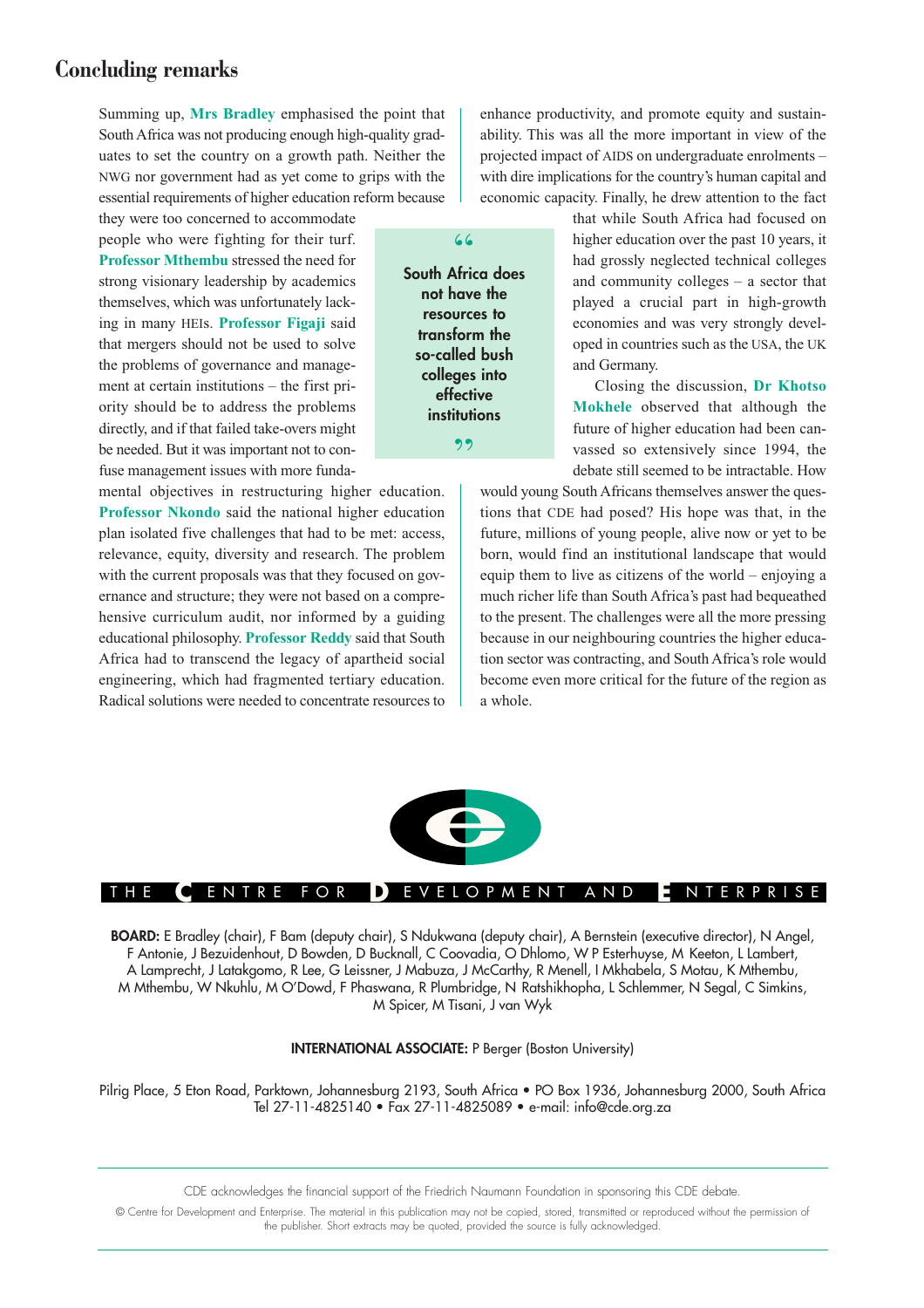## Concluding remarks

Summing up, **Mrs Bradley** emphasised the point that South Africa was not producing enough high-quality graduates to set the country on a growth path. Neither the NWG nor government had as yet come to grips with the essential requirements of higher education reform because they were too concerned to accommodate people who were fighting for their turf. **Professor Mthembu** stressed the need for strong visionary leadership by academics themselves, which was unfortunately lacking in many HEIs. **Professor Figaji** said that mergers should not be used to solve the problems of governance and management at certain institutions – the first priority should be to address the problems directly, and if that failed take-overs might be needed. But it was important not to confuse management issues with more fundamental objectives in restructuring higher education. **Professor Nkondo** said the national higher education plan isolated five challenges that had to be met: access, relevance, equity, diversity and research. The problem with the current proposals was that they focused on governance and structure; they were not based on a comprehensive curriculum audit, nor informed by a guiding educational philosophy. **Professor Reddy** said that South Africa had to transcend the legacy of apartheid social engineering, which had fragmented tertiary education. Radical solutions were needed to concentrate resources to enhance productivity, and promote equity and sustainability. This was all the more important in view of the projected impact of AIDS on undergraduate enrolments – with dire implications for the country's human capital and economic capacity. Finally, he drew attention to the fact that while South Africa had focused on higher education over the past 10 years, it had grossly neglected technical colleges and community colleges – a sector that played a crucial part in high-growth economies and was very strongly developed in countries such as the USA, the UK and Germany.

> South Africa does not have the resources to transform the so-called bush colleges into effective institutions

Closing the discussion, **Dr Khotso Mokhele** observed that although the future of higher education had been canvassed so extensively since 1994, the debate still seemed to be intractable. How would young South Africans themselves answer the questions that CDE had posed? His hope was that, in the future, millions of young people, alive now or yet to be born, would find an institutional landscape that would equip them to live as citizens of the world – enjoying a much richer life than South Africa's past had bequeathed to the present. The challenges were all the more pressing because in our neighbouring countries the higher education sector was contracting, and South Africa's role would become even more critical for the future of the region as a whole.

THE CENTRE FOR DEVELOPMENT AND ENTERPRISE

**BOARD:** E Bradley (chair), F Bam (deputy chair), S Ndukwana (deputy chair), A Bernstein (executive director), N Angel, F Antonie, J Bezuidenhout, D Bowden, D Bucknall, C Coovadia, O Dhlomo, W P Esterhuyse, M Keeton, L Lambert, A Lamprecht, J Latakgomo, R Lee, G Leissner, J Mabuza, J McCarthy, R Menell, I Mkhabela, S Motau, K Mthembu, M Mthembu, W Nkuhlu, M O'Dowd, F Phaswana, R Plumbridge, N Ratshikhopha, L Schlemmer, N Segal, C Simkins, M Spicer, M Tisani, J van Wyk

**INTERNATIONAL ASSOCIATE:** P Berger (Boston University)

Pilrig Place, 5 Eton Road, Parktown, Johannesburg 2193, South Africa • PO Box 1936, Johannesburg 2000, South Africa
Tel 27-11-4825140 • Fax 27-11-4825089 • e-mail: info@cde.org.za

CDE acknowledges the financial support of the Friedrich Naumann Foundation in sponsoring this CDE debate.

© Centre for Development and Enterprise. The material in this publication may not be copied, stored, transmitted or reproduced without the permission of the publisher. Short extracts may be quoted, provided the source is fully acknowledged.